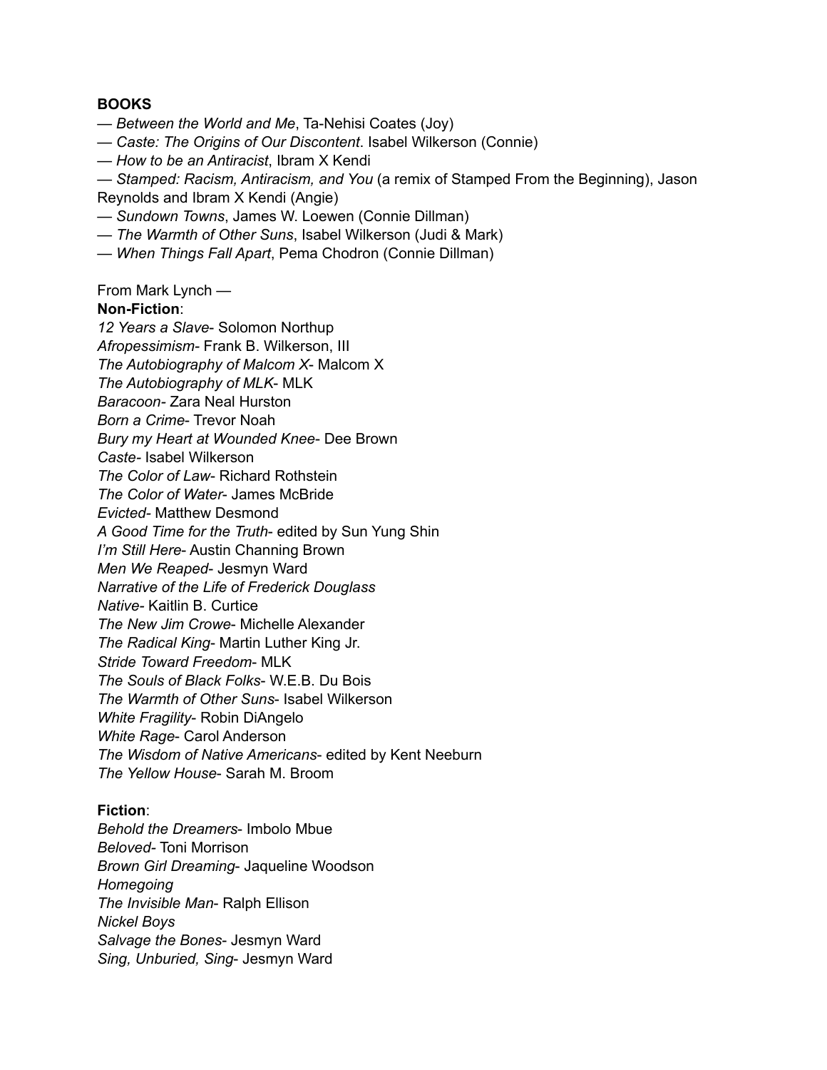**BOOKS**

— *Between the World and Me*, Ta-Nehisi Coates (Joy)
— *Caste: The Origins of Our Discontent*. Isabel Wilkerson (Connie)
— *How to be an Antiracist*, Ibram X Kendi
— *Stamped: Racism, Antiracism, and You* (a remix of Stamped From the Beginning), Jason Reynolds and Ibram X Kendi (Angie)
— *Sundown Towns*, James W. Loewen (Connie Dillman)
— *The Warmth of Other Suns*, Isabel Wilkerson (Judi & Mark)
— *When Things Fall Apart*, Pema Chodron (Connie Dillman)

From Mark Lynch —
**Non-Fiction**:
*12 Years a Slave*- Solomon Northup
*Afropessimism*- Frank B. Wilkerson, III
*The Autobiography of Malcom X*- Malcom X
*The Autobiography of MLK*- MLK
*Baracoon*- Zara Neal Hurston
*Born a Crime*- Trevor Noah
*Bury my Heart at Wounded Knee*- Dee Brown
*Caste*- Isabel Wilkerson
*The Color of Law*- Richard Rothstein
*The Color of Water*- James McBride
*Evicted*- Matthew Desmond
*A Good Time for the Truth*- edited by Sun Yung Shin
*I'm Still Here*- Austin Channing Brown
*Men We Reaped*- Jesmyn Ward
*Narrative of the Life of Frederick Douglass*
*Native*- Kaitlin B. Curtice
*The New Jim Crowe*- Michelle Alexander
*The Radical King*- Martin Luther King Jr.
*Stride Toward Freedom*- MLK
*The Souls of Black Folks*- W.E.B. Du Bois
*The Warmth of Other Suns*- Isabel Wilkerson
*White Fragility*- Robin DiAngelo
*White Rage*- Carol Anderson
*The Wisdom of Native Americans*- edited by Kent Neeburn
*The Yellow House*- Sarah M. Broom

**Fiction**:
*Behold the Dreamers*- Imbolo Mbue
*Beloved*- Toni Morrison
*Brown Girl Dreaming*- Jaqueline Woodson
*Homegoing*
*The Invisible Man*- Ralph Ellison
*Nickel Boys*
*Salvage the Bones*- Jesmyn Ward
*Sing, Unburied, Sing*- Jesmyn Ward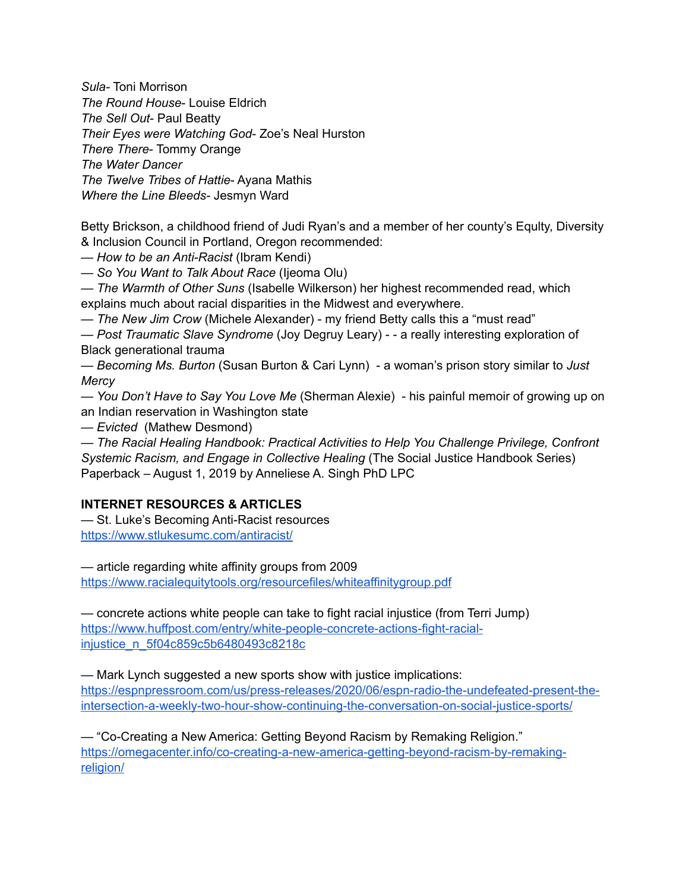*Sula*- Toni Morrison
*The Round House*- Louise Eldrich
*The Sell Out*- Paul Beatty
*Their Eyes were Watching God*- Zoe's Neal Hurston
*There There*- Tommy Orange
*The Water Dancer*
*The Twelve Tribes of Hattie*- Ayana Mathis
*Where the Line Bleeds*- Jesmyn Ward

Betty Brickson, a childhood friend of Judi Ryan's and a member of her county's Equlty, Diversity & Inclusion Council in Portland, Oregon recommended:
— *How to be an Anti-Racist* (Ibram Kendi)
— *So You Want to Talk About Race* (Ijeoma Olu)
— *The Warmth of Other Suns* (Isabelle Wilkerson) her highest recommended read, which explains much about racial disparities in the Midwest and everywhere.
— *The New Jim Crow* (Michele Alexander) - my friend Betty calls this a "must read"
— *Post Traumatic Slave Syndrome* (Joy Degruy Leary) - - a really interesting exploration of Black generational trauma
— *Becoming Ms. Burton* (Susan Burton & Cari Lynn) - a woman's prison story similar to *Just Mercy*
— *You Don't Have to Say You Love Me* (Sherman Alexie) - his painful memoir of growing up on an Indian reservation in Washington state
— *Evicted* (Mathew Desmond)
— *The Racial Healing Handbook: Practical Activities to Help You Challenge Privilege, Confront Systemic Racism, and Engage in Collective Healing* (The Social Justice Handbook Series) Paperback – August 1, 2019 by Anneliese A. Singh PhD LPC

**INTERNET RESOURCES & ARTICLES**
— St. Luke's Becoming Anti-Racist resources
https://www.stlukesumc.com/antiracist/

— article regarding white affinity groups from 2009
https://www.racialequitytools.org/resourcefiles/whiteaffinitygroup.pdf

— concrete actions white people can take to fight racial injustice (from Terri Jump)
https://www.huffpost.com/entry/white-people-concrete-actions-fight-racial-injustice_n_5f04c859c5b6480493c8218c

— Mark Lynch suggested a new sports show with justice implications:
https://espnpressroom.com/us/press-releases/2020/06/espn-radio-the-undefeated-present-the-intersection-a-weekly-two-hour-show-continuing-the-conversation-on-social-justice-sports/

— "Co-Creating a New America: Getting Beyond Racism by Remaking Religion."
https://omegacenter.info/co-creating-a-new-america-getting-beyond-racism-by-remaking-religion/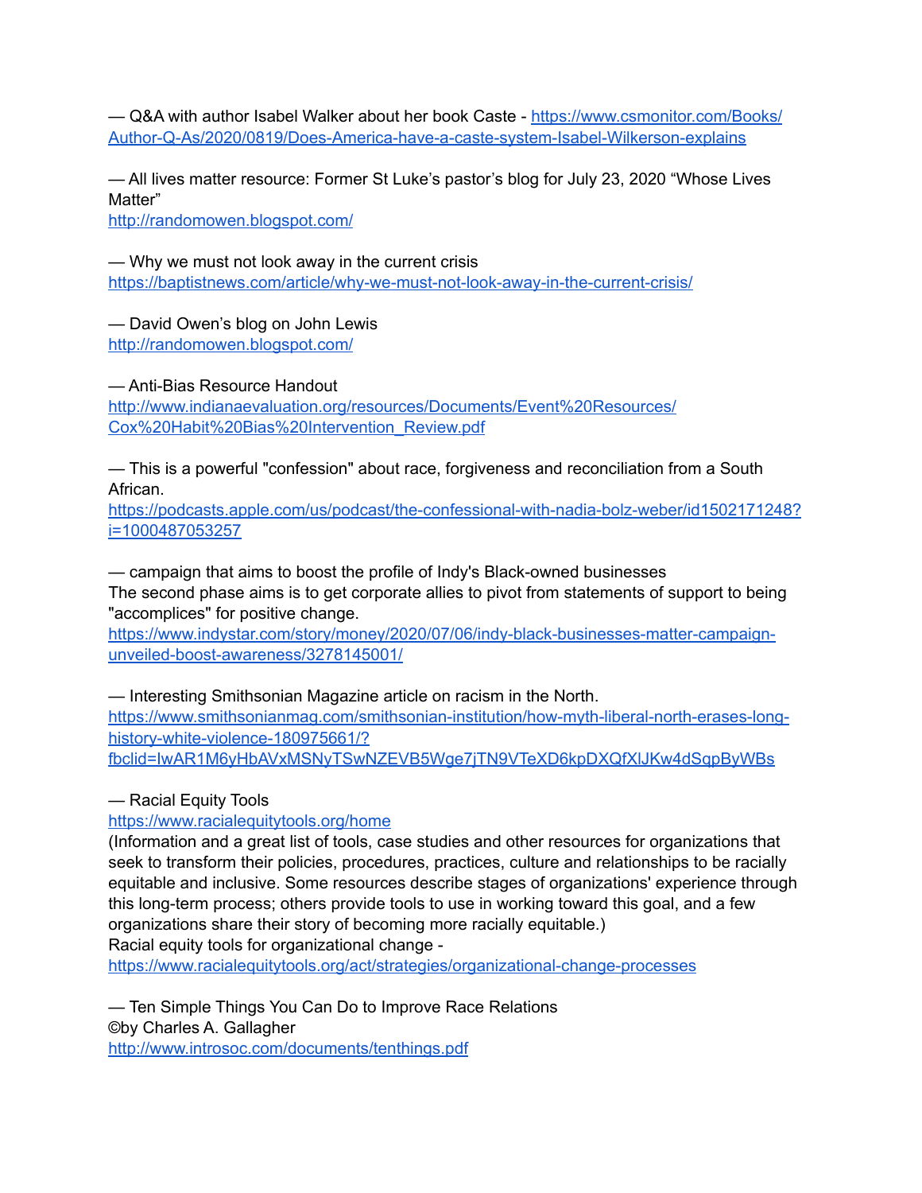— Q&A with author Isabel Walker about her book Caste - https://www.csmonitor.com/Books/Author-Q-As/2020/0819/Does-America-have-a-caste-system-Isabel-Wilkerson-explains

— All lives matter resource: Former St Luke's pastor's blog for July 23, 2020 "Whose Lives Matter"
http://randomowen.blogspot.com/

— Why we must not look away in the current crisis
https://baptistnews.com/article/why-we-must-not-look-away-in-the-current-crisis/

— David Owen's blog on John Lewis
http://randomowen.blogspot.com/

— Anti-Bias Resource Handout
http://www.indianaevaluation.org/resources/Documents/Event%20Resources/Cox%20Habit%20Bias%20Intervention_Review.pdf

— This is a powerful "confession" about race, forgiveness and reconciliation from a South African.
https://podcasts.apple.com/us/podcast/the-confessional-with-nadia-bolz-weber/id1502171248?i=1000487053257

— campaign that aims to boost the profile of Indy's Black-owned businesses
The second phase aims is to get corporate allies to pivot from statements of support to being "accomplices" for positive change.
https://www.indystar.com/story/money/2020/07/06/indy-black-businesses-matter-campaign-unveiled-boost-awareness/3278145001/

— Interesting Smithsonian Magazine article on racism in the North.
https://www.smithsonianmag.com/smithsonian-institution/how-myth-liberal-north-erases-long-history-white-violence-180975661/?fbclid=IwAR1M6yHbAVxMSNyTSwNZEVB5Wge7jTN9VTeXD6kpDXQfXlJKw4dSqpByWBs

— Racial Equity Tools
https://www.racialequitytools.org/home
(Information and a great list of tools, case studies and other resources for organizations that seek to transform their policies, procedures, practices, culture and relationships to be racially equitable and inclusive. Some resources describe stages of organizations' experience through this long-term process; others provide tools to use in working toward this goal, and a few organizations share their story of becoming more racially equitable.)
Racial equity tools for organizational change -
https://www.racialequitytools.org/act/strategies/organizational-change-processes

— Ten Simple Things You Can Do to Improve Race Relations
©by Charles A. Gallagher
http://www.introsoc.com/documents/tenthings.pdf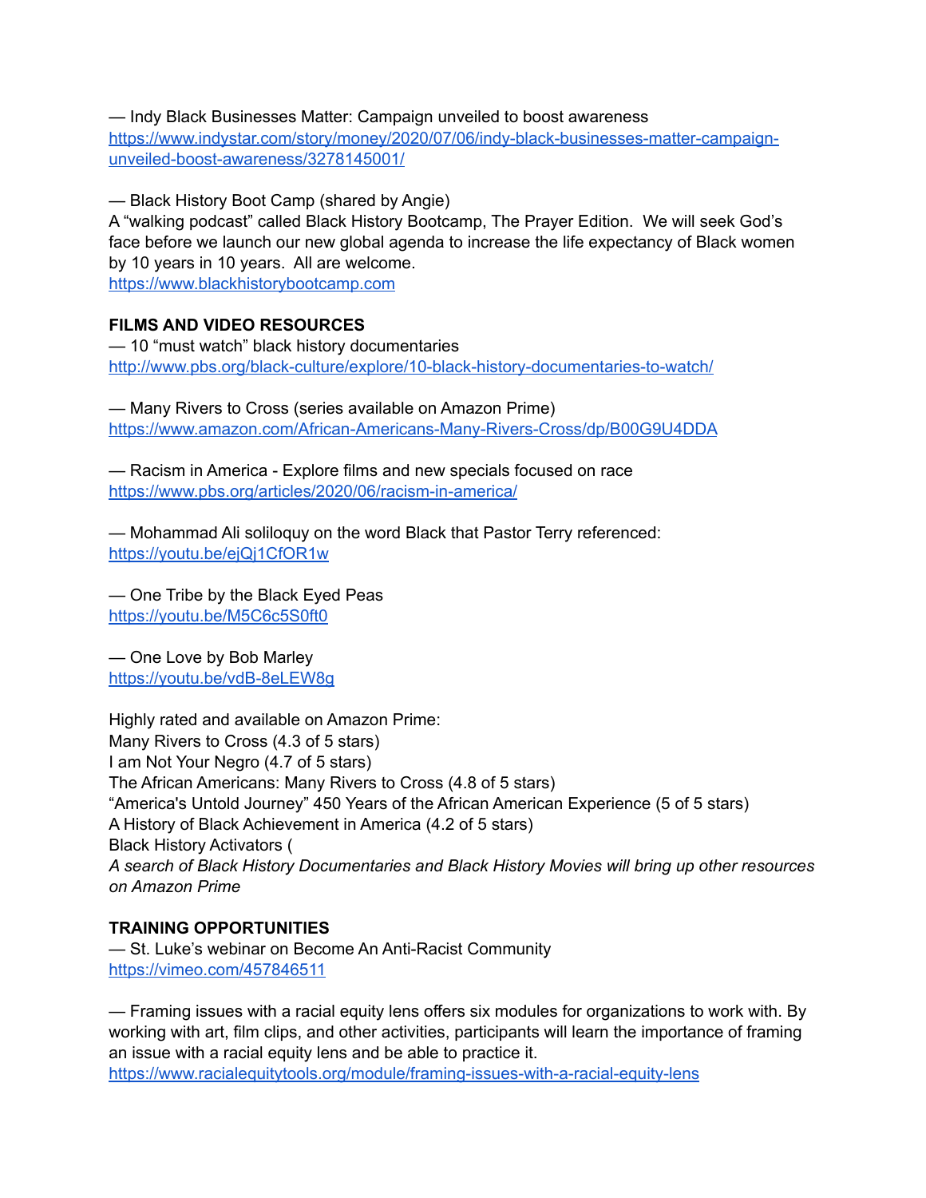— Indy Black Businesses Matter: Campaign unveiled to boost awareness
https://www.indystar.com/story/money/2020/07/06/indy-black-businesses-matter-campaign-unveiled-boost-awareness/3278145001/

— Black History Boot Camp (shared by Angie)
A "walking podcast" called Black History Bootcamp, The Prayer Edition. We will seek God's face before we launch our new global agenda to increase the life expectancy of Black women by 10 years in 10 years. All are welcome.
https://www.blackhistorybootcamp.com

**FILMS AND VIDEO RESOURCES**
— 10 "must watch" black history documentaries
http://www.pbs.org/black-culture/explore/10-black-history-documentaries-to-watch/

— Many Rivers to Cross (series available on Amazon Prime)
https://www.amazon.com/African-Americans-Many-Rivers-Cross/dp/B00G9U4DDA

— Racism in America - Explore films and new specials focused on race
https://www.pbs.org/articles/2020/06/racism-in-america/

— Mohammad Ali soliloquy on the word Black that Pastor Terry referenced:
https://youtu.be/ejQj1CfOR1w

— One Tribe by the Black Eyed Peas
https://youtu.be/M5C6c5S0ft0

— One Love by Bob Marley
https://youtu.be/vdB-8eLEW8g

Highly rated and available on Amazon Prime:
Many Rivers to Cross (4.3 of 5 stars)
I am Not Your Negro (4.7 of 5 stars)
The African Americans: Many Rivers to Cross (4.8 of 5 stars)
"America's Untold Journey" 450 Years of the African American Experience (5 of 5 stars)
A History of Black Achievement in America (4.2 of 5 stars)
Black History Activators (
*A search of Black History Documentaries and Black History Movies will bring up other resources on Amazon Prime*

**TRAINING OPPORTUNITIES**
— St. Luke's webinar on Become An Anti-Racist Community
https://vimeo.com/457846511

— Framing issues with a racial equity lens offers six modules for organizations to work with. By working with art, film clips, and other activities, participants will learn the importance of framing an issue with a racial equity lens and be able to practice it.
https://www.racialequitytools.org/module/framing-issues-with-a-racial-equity-lens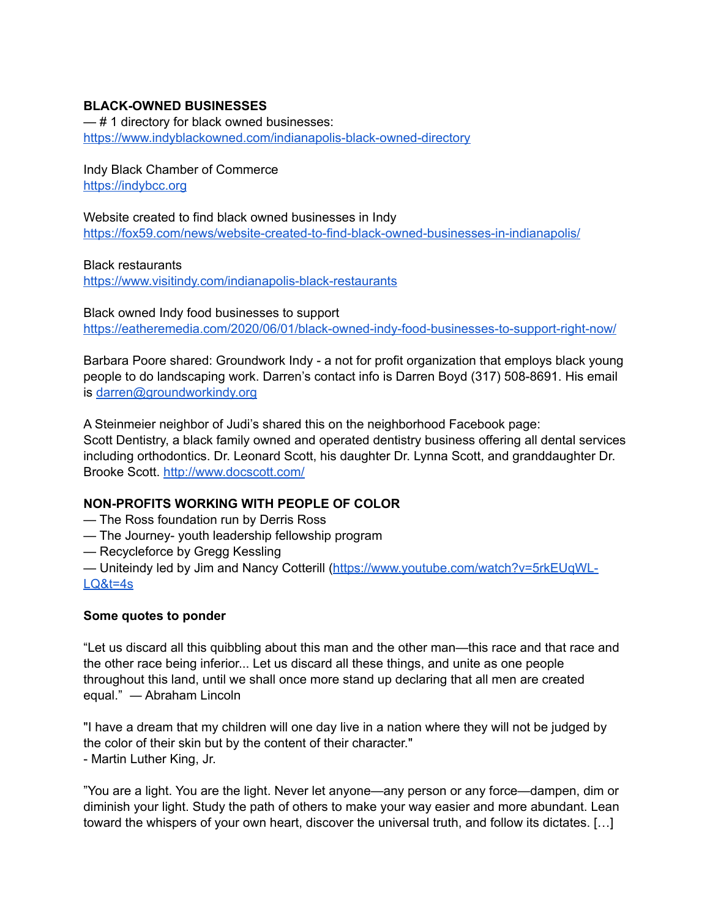**BLACK-OWNED BUSINESSES**

— # 1 directory for black owned businesses: https://www.indyblackowned.com/indianapolis-black-owned-directory

Indy Black Chamber of Commerce
https://indybcc.org

Website created to find black owned businesses in Indy
https://fox59.com/news/website-created-to-find-black-owned-businesses-in-indianapolis/

Black restaurants
https://www.visitindy.com/indianapolis-black-restaurants

Black owned Indy food businesses to support
https://eatheremedia.com/2020/06/01/black-owned-indy-food-businesses-to-support-right-now/

Barbara Poore shared: Groundwork Indy - a not for profit organization that employs black young people to do landscaping work. Darren's contact info is Darren Boyd (317) 508-8691. His email is darren@groundworkindy.org

A Steinmeier neighbor of Judi's shared this on the neighborhood Facebook page:
Scott Dentistry, a black family owned and operated dentistry business offering all dental services including orthodontics. Dr. Leonard Scott, his daughter Dr. Lynna Scott, and granddaughter Dr. Brooke Scott. http://www.docscott.com/

**NON-PROFITS WORKING WITH PEOPLE OF COLOR**

— The Ross foundation run by Derris Ross
— The Journey- youth leadership fellowship program
— Recycleforce by Gregg Kessling
— Uniteindy led by Jim and Nancy Cotterill (https://www.youtube.com/watch?v=5rkEUqWL-LQ&t=4s

**Some quotes to ponder**

"Let us discard all this quibbling about this man and the other man—this race and that race and the other race being inferior... Let us discard all these things, and unite as one people throughout this land, until we shall once more stand up declaring that all men are created equal." — Abraham Lincoln

"I have a dream that my children will one day live in a nation where they will not be judged by the color of their skin but by the content of their character."
- Martin Luther King, Jr.

"You are a light. You are the light. Never let anyone—any person or any force—dampen, dim or diminish your light. Study the path of others to make your way easier and more abundant. Lean toward the whispers of your own heart, discover the universal truth, and follow its dictates. […]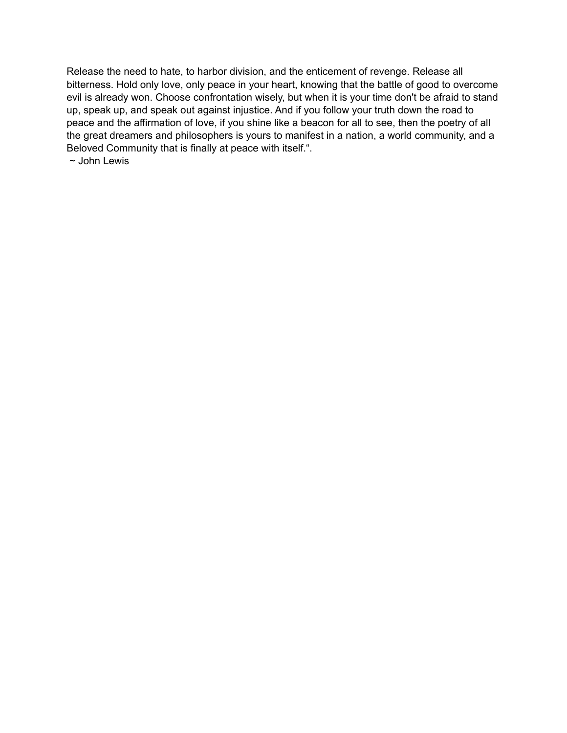Release the need to hate, to harbor division, and the enticement of revenge. Release all bitterness. Hold only love, only peace in your heart, knowing that the battle of good to overcome evil is already won. Choose confrontation wisely, but when it is your time don't be afraid to stand up, speak up, and speak out against injustice. And if you follow your truth down the road to peace and the affirmation of love, if you shine like a beacon for all to see, then the poetry of all the great dreamers and philosophers is yours to manifest in a nation, a world community, and a Beloved Community that is finally at peace with itself.".

~ John Lewis